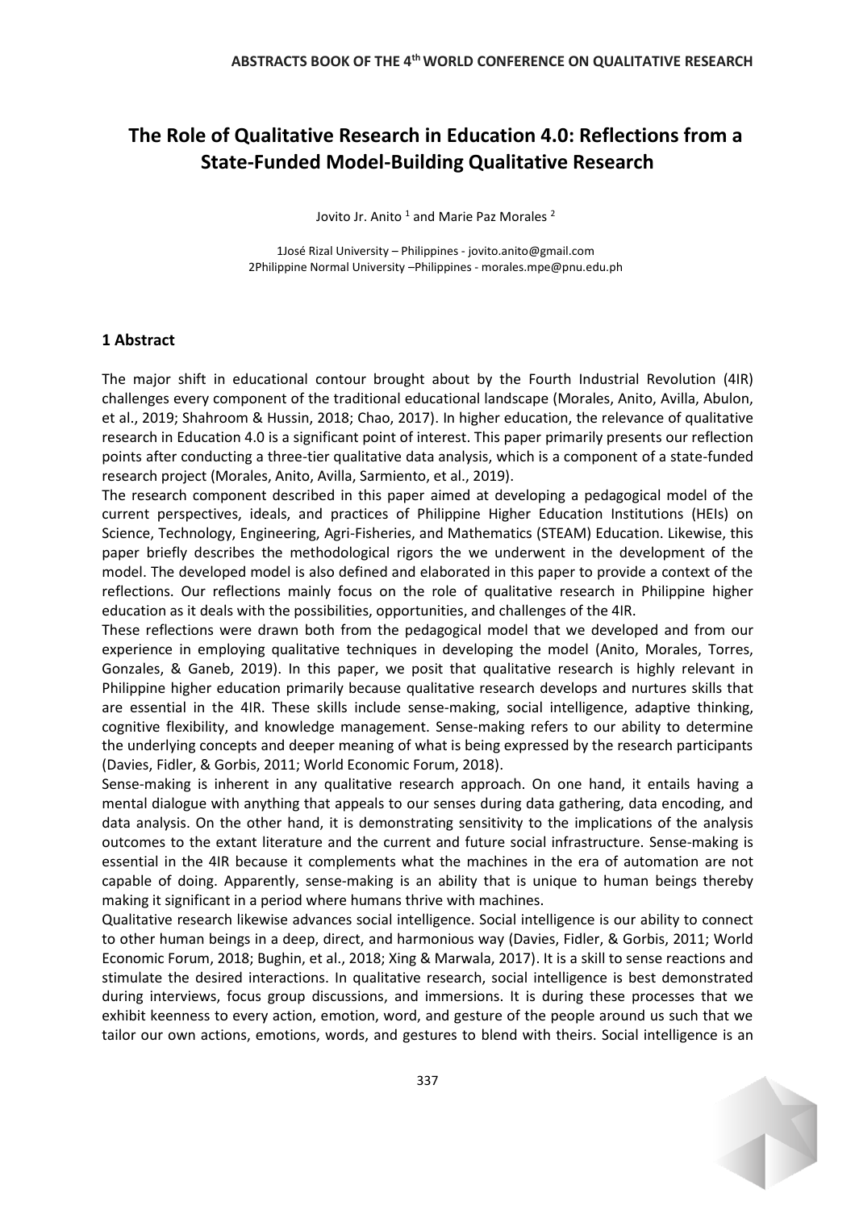# The Role of Qualitative Research in Education 4.0: Reflections from a State-Funded Model-Building Qualitative Research

Jovito Jr. Anito [1] and Marie Paz Morales [2]

1José Rizal University – Philippines - jovito.anito@gmail.com
2Philippine Normal University –Philippines - morales.mpe@pnu.edu.ph

## 1 Abstract

The major shift in educational contour brought about by the Fourth Industrial Revolution (4IR) challenges every component of the traditional educational landscape (Morales, Anito, Avilla, Abulon, et al., 2019; Shahroom & Hussin, 2018; Chao, 2017). In higher education, the relevance of qualitative research in Education 4.0 is a significant point of interest. This paper primarily presents our reflection points after conducting a three-tier qualitative data analysis, which is a component of a state-funded research project (Morales, Anito, Avilla, Sarmiento, et al., 2019).

The research component described in this paper aimed at developing a pedagogical model of the current perspectives, ideals, and practices of Philippine Higher Education Institutions (HEIs) on Science, Technology, Engineering, Agri-Fisheries, and Mathematics (STEAM) Education. Likewise, this paper briefly describes the methodological rigors the we underwent in the development of the model. The developed model is also defined and elaborated in this paper to provide a context of the reflections. Our reflections mainly focus on the role of qualitative research in Philippine higher education as it deals with the possibilities, opportunities, and challenges of the 4IR.

These reflections were drawn both from the pedagogical model that we developed and from our experience in employing qualitative techniques in developing the model (Anito, Morales, Torres, Gonzales, & Ganeb, 2019). In this paper, we posit that qualitative research is highly relevant in Philippine higher education primarily because qualitative research develops and nurtures skills that are essential in the 4IR. These skills include sense-making, social intelligence, adaptive thinking, cognitive flexibility, and knowledge management. Sense-making refers to our ability to determine the underlying concepts and deeper meaning of what is being expressed by the research participants (Davies, Fidler, & Gorbis, 2011; World Economic Forum, 2018).

Sense-making is inherent in any qualitative research approach. On one hand, it entails having a mental dialogue with anything that appeals to our senses during data gathering, data encoding, and data analysis. On the other hand, it is demonstrating sensitivity to the implications of the analysis outcomes to the extant literature and the current and future social infrastructure. Sense-making is essential in the 4IR because it complements what the machines in the era of automation are not capable of doing. Apparently, sense-making is an ability that is unique to human beings thereby making it significant in a period where humans thrive with machines.

Qualitative research likewise advances social intelligence. Social intelligence is our ability to connect to other human beings in a deep, direct, and harmonious way (Davies, Fidler, & Gorbis, 2011; World Economic Forum, 2018; Bughin, et al., 2018; Xing & Marwala, 2017). It is a skill to sense reactions and stimulate the desired interactions. In qualitative research, social intelligence is best demonstrated during interviews, focus group discussions, and immersions. It is during these processes that we exhibit keenness to every action, emotion, word, and gesture of the people around us such that we tailor our own actions, emotions, words, and gestures to blend with theirs. Social intelligence is an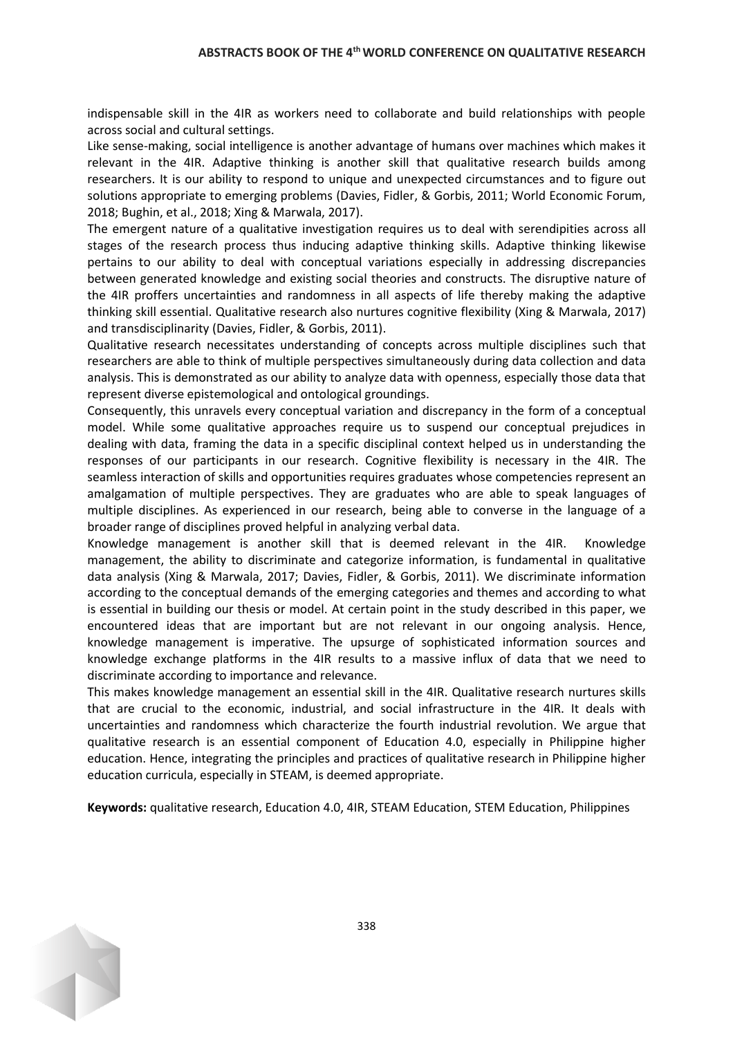indispensable skill in the 4IR as workers need to collaborate and build relationships with people across social and cultural settings.

Like sense-making, social intelligence is another advantage of humans over machines which makes it relevant in the 4IR. Adaptive thinking is another skill that qualitative research builds among researchers. It is our ability to respond to unique and unexpected circumstances and to figure out solutions appropriate to emerging problems (Davies, Fidler, & Gorbis, 2011; World Economic Forum, 2018; Bughin, et al., 2018; Xing & Marwala, 2017).

The emergent nature of a qualitative investigation requires us to deal with serendipities across all stages of the research process thus inducing adaptive thinking skills. Adaptive thinking likewise pertains to our ability to deal with conceptual variations especially in addressing discrepancies between generated knowledge and existing social theories and constructs. The disruptive nature of the 4IR proffers uncertainties and randomness in all aspects of life thereby making the adaptive thinking skill essential. Qualitative research also nurtures cognitive flexibility (Xing & Marwala, 2017) and transdisciplinarity (Davies, Fidler, & Gorbis, 2011).

Qualitative research necessitates understanding of concepts across multiple disciplines such that researchers are able to think of multiple perspectives simultaneously during data collection and data analysis. This is demonstrated as our ability to analyze data with openness, especially those data that represent diverse epistemological and ontological groundings.

Consequently, this unravels every conceptual variation and discrepancy in the form of a conceptual model. While some qualitative approaches require us to suspend our conceptual prejudices in dealing with data, framing the data in a specific disciplinal context helped us in understanding the responses of our participants in our research. Cognitive flexibility is necessary in the 4IR. The seamless interaction of skills and opportunities requires graduates whose competencies represent an amalgamation of multiple perspectives. They are graduates who are able to speak languages of multiple disciplines. As experienced in our research, being able to converse in the language of a broader range of disciplines proved helpful in analyzing verbal data.

Knowledge management is another skill that is deemed relevant in the 4IR. Knowledge management, the ability to discriminate and categorize information, is fundamental in qualitative data analysis (Xing & Marwala, 2017; Davies, Fidler, & Gorbis, 2011). We discriminate information according to the conceptual demands of the emerging categories and themes and according to what is essential in building our thesis or model. At certain point in the study described in this paper, we encountered ideas that are important but are not relevant in our ongoing analysis. Hence, knowledge management is imperative. The upsurge of sophisticated information sources and knowledge exchange platforms in the 4IR results to a massive influx of data that we need to discriminate according to importance and relevance.

This makes knowledge management an essential skill in the 4IR. Qualitative research nurtures skills that are crucial to the economic, industrial, and social infrastructure in the 4IR. It deals with uncertainties and randomness which characterize the fourth industrial revolution. We argue that qualitative research is an essential component of Education 4.0, especially in Philippine higher education. Hence, integrating the principles and practices of qualitative research in Philippine higher education curricula, especially in STEAM, is deemed appropriate.

**Keywords:** qualitative research, Education 4.0, 4IR, STEAM Education, STEM Education, Philippines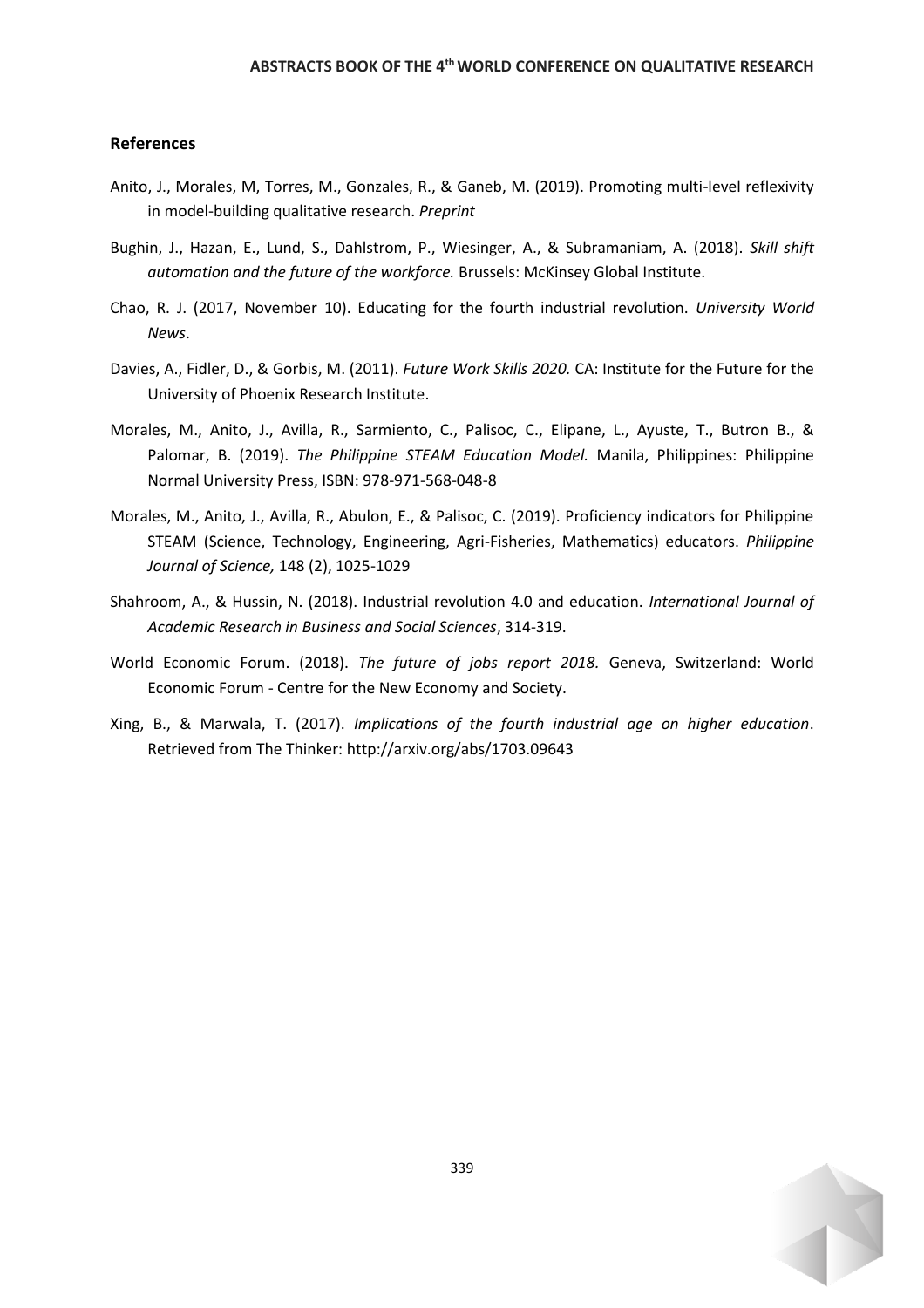## References

Anito, J., Morales, M, Torres, M., Gonzales, R., & Ganeb, M. (2019). Promoting multi-level reflexivity in model-building qualitative research. *Preprint*

Bughin, J., Hazan, E., Lund, S., Dahlstrom, P., Wiesinger, A., & Subramaniam, A. (2018). *Skill shift automation and the future of the workforce.* Brussels: McKinsey Global Institute.

Chao, R. J. (2017, November 10). Educating for the fourth industrial revolution. *University World News*.

Davies, A., Fidler, D., & Gorbis, M. (2011). *Future Work Skills 2020.* CA: Institute for the Future for the University of Phoenix Research Institute.

Morales, M., Anito, J., Avilla, R., Sarmiento, C., Palisoc, C., Elipane, L., Ayuste, T., Butron B., & Palomar, B. (2019). *The Philippine STEAM Education Model.* Manila, Philippines: Philippine Normal University Press, ISBN: 978-971-568-048-8

Morales, M., Anito, J., Avilla, R., Abulon, E., & Palisoc, C. (2019). Proficiency indicators for Philippine STEAM (Science, Technology, Engineering, Agri-Fisheries, Mathematics) educators. *Philippine Journal of Science,* 148 (2), 1025-1029

Shahroom, A., & Hussin, N. (2018). Industrial revolution 4.0 and education. *International Journal of Academic Research in Business and Social Sciences*, 314-319.

World Economic Forum. (2018). *The future of jobs report 2018.* Geneva, Switzerland: World Economic Forum - Centre for the New Economy and Society.

Xing, B., & Marwala, T. (2017). *Implications of the fourth industrial age on higher education*. Retrieved from The Thinker: http://arxiv.org/abs/1703.09643